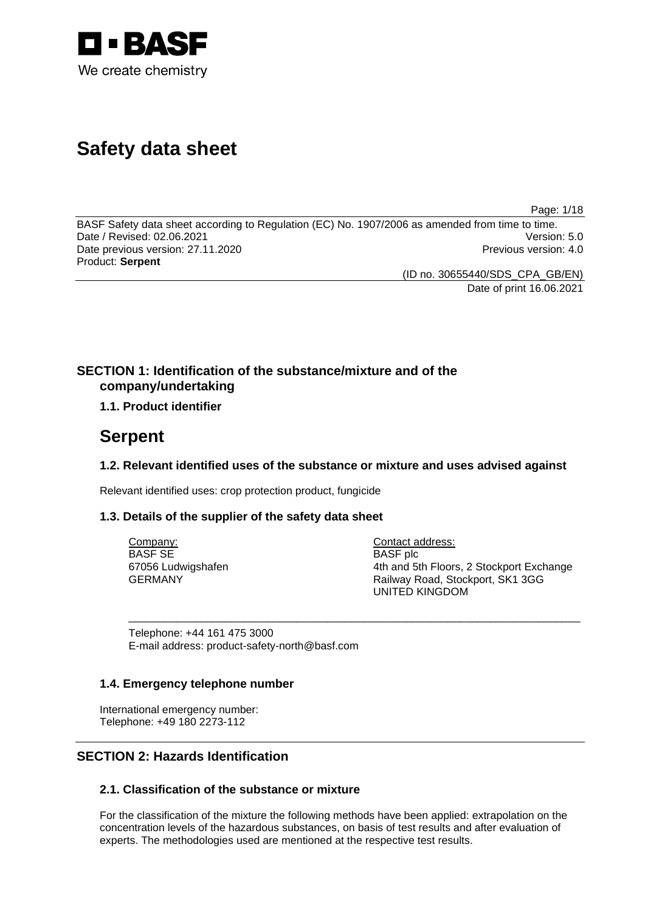BASF
We create chemistry

# Safety data sheet

BASF Safety data sheet according to Regulation (EC) No. 1907/2006 as amended from time to time.
Date / Revised: 02.06.2021 Version: 5.0
Date previous version: 27.11.2020 Previous version: 4.0
Product: **Serpent**

(ID no. 30655440/SDS_CPA_GB/EN)
Date of print 16.06.2021

## SECTION 1: Identification of the substance/mixture and of the company/undertaking

### 1.1. Product identifier

# Serpent

### 1.2. Relevant identified uses of the substance or mixture and uses advised against

Relevant identified uses: crop protection product, fungicide

### 1.3. Details of the supplier of the safety data sheet

| Company: | Contact address: |
|---|---|
| BASF SE | BASF plc |
| 67056 Ludwigshafen | 4th and 5th Floors, 2 Stockport Exchange |
| GERMANY | Railway Road, Stockport, SK1 3GG |
| | UNITED KINGDOM |

Telephone: +44 161 475 3000
E-mail address: product-safety-north@basf.com

### 1.4. Emergency telephone number

International emergency number:
Telephone: +49 180 2273-112

## SECTION 2: Hazards Identification

### 2.1. Classification of the substance or mixture

For the classification of the mixture the following methods have been applied: extrapolation on the concentration levels of the hazardous substances, on basis of test results and after evaluation of experts. The methodologies used are mentioned at the respective test results.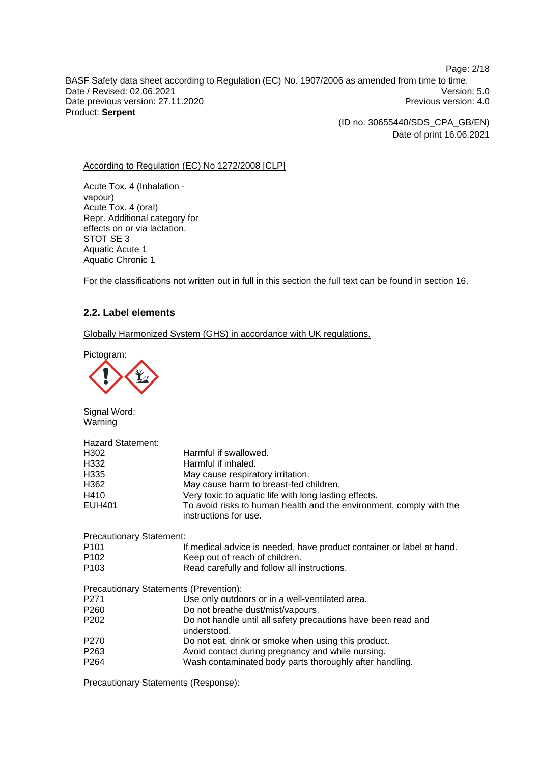According to Regulation (EC) No 1272/2008 [CLP]

Acute Tox. 4 (Inhalation - vapour)
Acute Tox. 4 (oral)
Repr. Additional category for effects on or via lactation.
STOT SE 3
Aquatic Acute 1
Aquatic Chronic 1

For the classifications not written out in full in this section the full text can be found in section 16.

## 2.2. Label elements

Globally Harmonized System (GHS) in accordance with UK regulations.

Pictogram:

Signal Word:
Warning

Hazard Statement:

| | |
|---|---|
| H302 | Harmful if swallowed. |
| H332 | Harmful if inhaled. |
| H335 | May cause respiratory irritation. |
| H362 | May cause harm to breast-fed children. |
| H410 | Very toxic to aquatic life with long lasting effects. |
| EUH401 | To avoid risks to human health and the environment, comply with the instructions for use. |

Precautionary Statement:

| | |
|---|---|
| P101 | If medical advice is needed, have product container or label at hand. |
| P102 | Keep out of reach of children. |
| P103 | Read carefully and follow all instructions. |

Precautionary Statements (Prevention):

| | |
|---|---|
| P271 | Use only outdoors or in a well-ventilated area. |
| P260 | Do not breathe dust/mist/vapours. |
| P202 | Do not handle until all safety precautions have been read and understood. |
| P270 | Do not eat, drink or smoke when using this product. |
| P263 | Avoid contact during pregnancy and while nursing. |
| P264 | Wash contaminated body parts thoroughly after handling. |

Precautionary Statements (Response):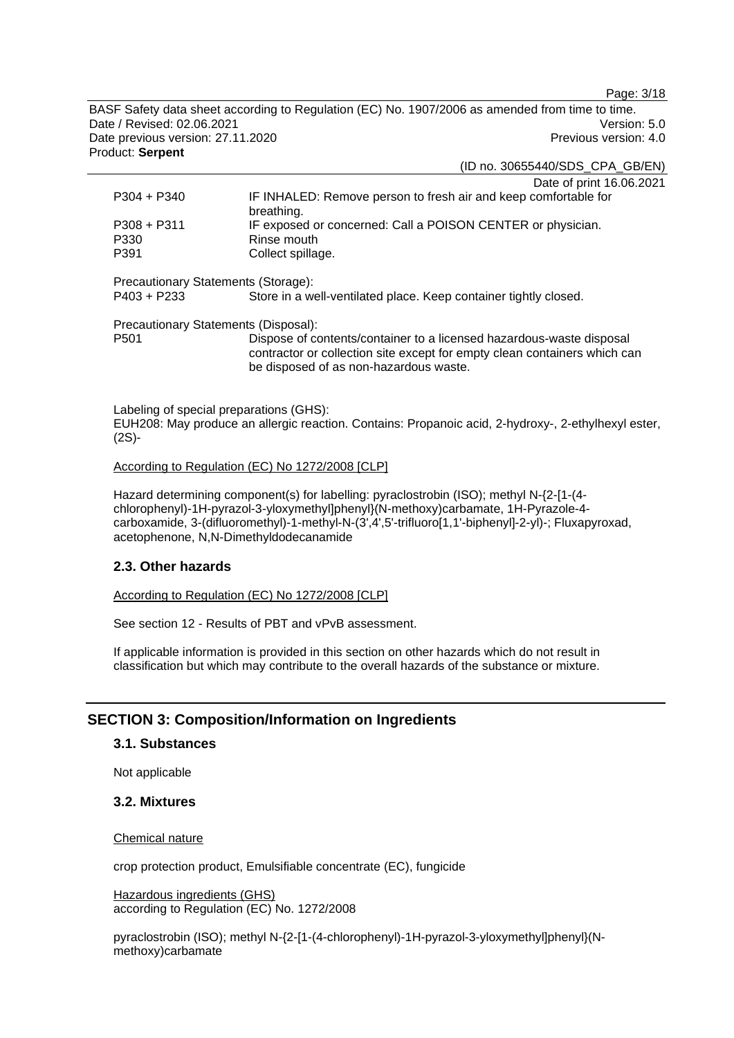| | |
|---|---|
| P304 + P340 | IF INHALED: Remove person to fresh air and keep comfortable for breathing. |
| P308 + P311 | IF exposed or concerned: Call a POISON CENTER or physician. |
| P330 | Rinse mouth |
| P391 | Collect spillage. |

Precautionary Statements (Storage):

| | |
|---|---|
| P403 + P233 | Store in a well-ventilated place. Keep container tightly closed. |

Precautionary Statements (Disposal):

| | |
|---|---|
| P501 | Dispose of contents/container to a licensed hazardous-waste disposal contractor or collection site except for empty clean containers which can be disposed of as non-hazardous waste. |

Labeling of special preparations (GHS):
EUH208: May produce an allergic reaction. Contains: Propanoic acid, 2-hydroxy-, 2-ethylhexyl ester, (2S)-

According to Regulation (EC) No 1272/2008 [CLP]

Hazard determining component(s) for labelling: pyraclostrobin (ISO); methyl N-{2-[1-(4-chlorophenyl)-1H-pyrazol-3-yloxymethyl]phenyl}(N-methoxy)carbamate, 1H-Pyrazole-4-carboxamide, 3-(difluoromethyl)-1-methyl-N-(3',4',5'-trifluoro[1,1'-biphenyl]-2-yl)-; Fluxapyroxad, acetophenone, N,N-Dimethyldodecanamide

### 2.3. Other hazards

According to Regulation (EC) No 1272/2008 [CLP]

See section 12 - Results of PBT and vPvB assessment.

If applicable information is provided in this section on other hazards which do not result in classification but which may contribute to the overall hazards of the substance or mixture.

## SECTION 3: Composition/Information on Ingredients

### 3.1. Substances

Not applicable

### 3.2. Mixtures

Chemical nature

crop protection product, Emulsifiable concentrate (EC), fungicide

Hazardous ingredients (GHS)
according to Regulation (EC) No. 1272/2008

pyraclostrobin (ISO); methyl N-{2-[1-(4-chlorophenyl)-1H-pyrazol-3-yloxymethyl]phenyl}(N-methoxy)carbamate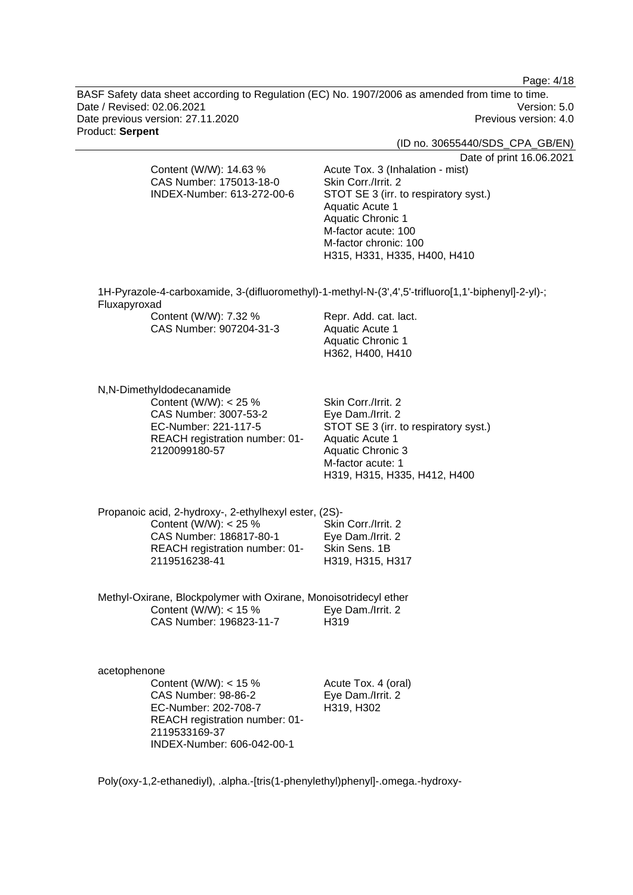Content (W/W): 14.63 %
CAS Number: 175013-18-0
INDEX-Number: 613-272-00-6

Acute Tox. 3 (Inhalation - mist)
Skin Corr./Irrit. 2
STOT SE 3 (irr. to respiratory syst.)
Aquatic Acute 1
Aquatic Chronic 1
M-factor acute: 100
M-factor chronic: 100
H315, H331, H335, H400, H410

1H-Pyrazole-4-carboxamide, 3-(difluoromethyl)-1-methyl-N-(3',4',5'-trifluoro[1,1'-biphenyl]-2-yl)-; Fluxapyroxad

Content (W/W): 7.32 %
CAS Number: 907204-31-3

Repr. Add. cat. lact.
Aquatic Acute 1
Aquatic Chronic 1
H362, H400, H410

N,N-Dimethyldodecanamide

Content (W/W): < 25 %
CAS Number: 3007-53-2
EC-Number: 221-117-5
REACH registration number: 01-2120099180-57

Skin Corr./Irrit. 2
Eye Dam./Irrit. 2
STOT SE 3 (irr. to respiratory syst.)
Aquatic Acute 1
Aquatic Chronic 3
M-factor acute: 1
H319, H315, H335, H412, H400

Propanoic acid, 2-hydroxy-, 2-ethylhexyl ester, (2S)-

Content (W/W): < 25 %
CAS Number: 186817-80-1
REACH registration number: 01-2119516238-41

Skin Corr./Irrit. 2
Eye Dam./Irrit. 2
Skin Sens. 1B
H319, H315, H317

Methyl-Oxirane, Blockpolymer with Oxirane, Monoisotridecyl ether

Content (W/W): < 15 %
CAS Number: 196823-11-7

Eye Dam./Irrit. 2
H319

acetophenone

Content (W/W): < 15 %
CAS Number: 98-86-2
EC-Number: 202-708-7
REACH registration number: 01-2119533169-37
INDEX-Number: 606-042-00-1

Acute Tox. 4 (oral)
Eye Dam./Irrit. 2
H319, H302

Poly(oxy-1,2-ethanediyl), .alpha.-[tris(1-phenylethyl)phenyl]-.omega.-hydroxy-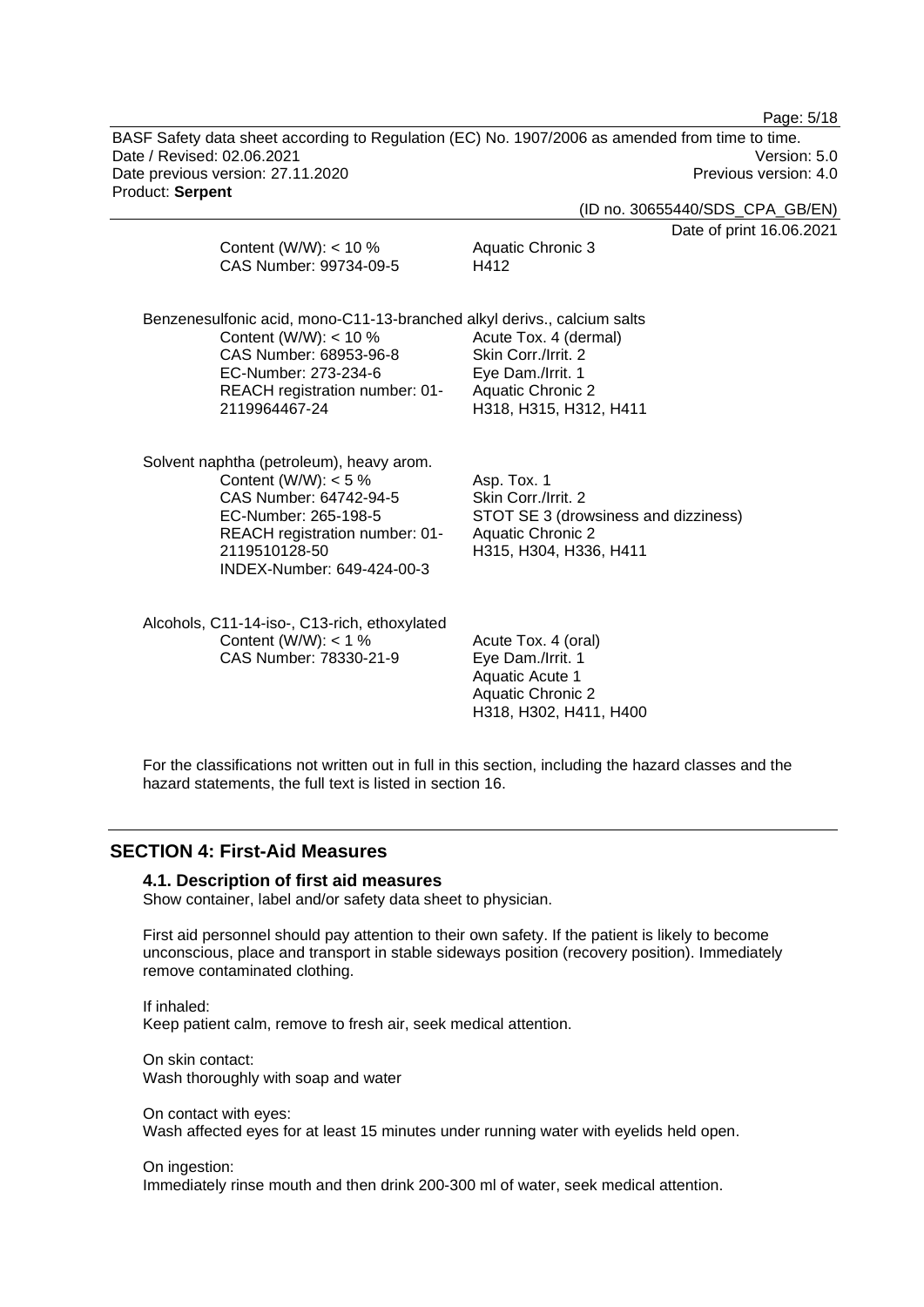Content (W/W): < 10 %
CAS Number: 99734-09-5

Aquatic Chronic 3
H412

Benzenesulfonic acid, mono-C11-13-branched alkyl derivs., calcium salts

| | |
|---|---|
| Content (W/W): < 10 % | Acute Tox. 4 (dermal) |
| CAS Number: 68953-96-8 | Skin Corr./Irrit. 2 |
| EC-Number: 273-234-6 | Eye Dam./Irrit. 1 |
| REACH registration number: 01-2119964467-24 | Aquatic Chronic 2 |
| | H318, H315, H312, H411 |

Solvent naphtha (petroleum), heavy arom.

| | |
|---|---|
| Content (W/W): < 5 % | Asp. Tox. 1 |
| CAS Number: 64742-94-5 | Skin Corr./Irrit. 2 |
| EC-Number: 265-198-5 | STOT SE 3 (drowsiness and dizziness) |
| REACH registration number: 01-2119510128-50 | Aquatic Chronic 2 |
| INDEX-Number: 649-424-00-3 | H315, H304, H336, H411 |

Alcohols, C11-14-iso-, C13-rich, ethoxylated

| | |
|---|---|
| Content (W/W): < 1 % | Acute Tox. 4 (oral) |
| CAS Number: 78330-21-9 | Eye Dam./Irrit. 1 |
| | Aquatic Acute 1 |
| | Aquatic Chronic 2 |
| | H318, H302, H411, H400 |

For the classifications not written out in full in this section, including the hazard classes and the hazard statements, the full text is listed in section 16.

## SECTION 4: First-Aid Measures

### 4.1. Description of first aid measures

Show container, label and/or safety data sheet to physician.

First aid personnel should pay attention to their own safety. If the patient is likely to become unconscious, place and transport in stable sideways position (recovery position). Immediately remove contaminated clothing.

If inhaled:
Keep patient calm, remove to fresh air, seek medical attention.

On skin contact:
Wash thoroughly with soap and water

On contact with eyes:
Wash affected eyes for at least 15 minutes under running water with eyelids held open.

On ingestion:
Immediately rinse mouth and then drink 200-300 ml of water, seek medical attention.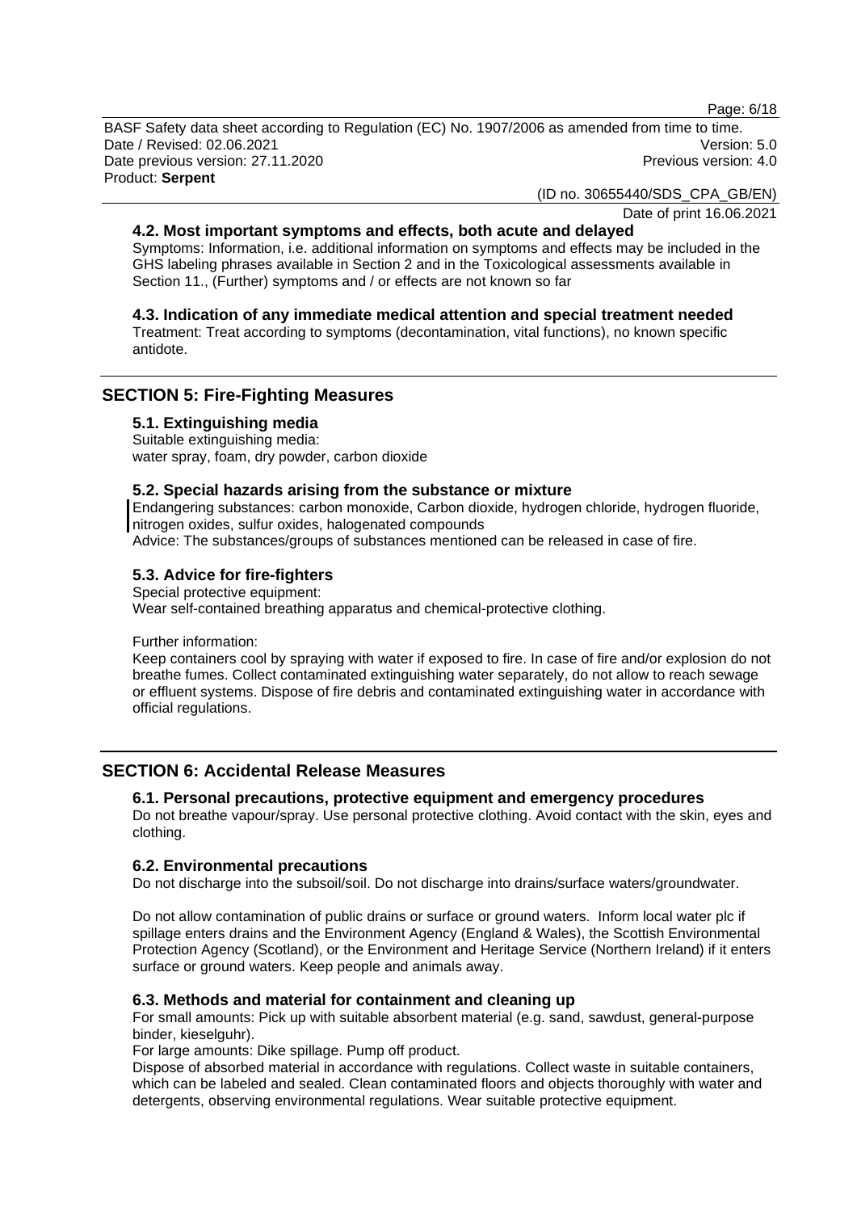### 4.2. Most important symptoms and effects, both acute and delayed

Symptoms: Information, i.e. additional information on symptoms and effects may be included in the GHS labeling phrases available in Section 2 and in the Toxicological assessments available in Section 11., (Further) symptoms and / or effects are not known so far

### 4.3. Indication of any immediate medical attention and special treatment needed

Treatment: Treat according to symptoms (decontamination, vital functions), no known specific antidote.

## SECTION 5: Fire-Fighting Measures

### 5.1. Extinguishing media

Suitable extinguishing media:
water spray, foam, dry powder, carbon dioxide

### 5.2. Special hazards arising from the substance or mixture

Endangering substances: carbon monoxide, Carbon dioxide, hydrogen chloride, hydrogen fluoride, nitrogen oxides, sulfur oxides, halogenated compounds
Advice: The substances/groups of substances mentioned can be released in case of fire.

### 5.3. Advice for fire-fighters

Special protective equipment:
Wear self-contained breathing apparatus and chemical-protective clothing.

Further information:
Keep containers cool by spraying with water if exposed to fire. In case of fire and/or explosion do not breathe fumes. Collect contaminated extinguishing water separately, do not allow to reach sewage or effluent systems. Dispose of fire debris and contaminated extinguishing water in accordance with official regulations.

## SECTION 6: Accidental Release Measures

### 6.1. Personal precautions, protective equipment and emergency procedures

Do not breathe vapour/spray. Use personal protective clothing. Avoid contact with the skin, eyes and clothing.

### 6.2. Environmental precautions

Do not discharge into the subsoil/soil. Do not discharge into drains/surface waters/groundwater.

Do not allow contamination of public drains or surface or ground waters. Inform local water plc if spillage enters drains and the Environment Agency (England & Wales), the Scottish Environmental Protection Agency (Scotland), or the Environment and Heritage Service (Northern Ireland) if it enters surface or ground waters. Keep people and animals away.

### 6.3. Methods and material for containment and cleaning up

For small amounts: Pick up with suitable absorbent material (e.g. sand, sawdust, general-purpose binder, kieselguhr).
For large amounts: Dike spillage. Pump off product.
Dispose of absorbed material in accordance with regulations. Collect waste in suitable containers, which can be labeled and sealed. Clean contaminated floors and objects thoroughly with water and detergents, observing environmental regulations. Wear suitable protective equipment.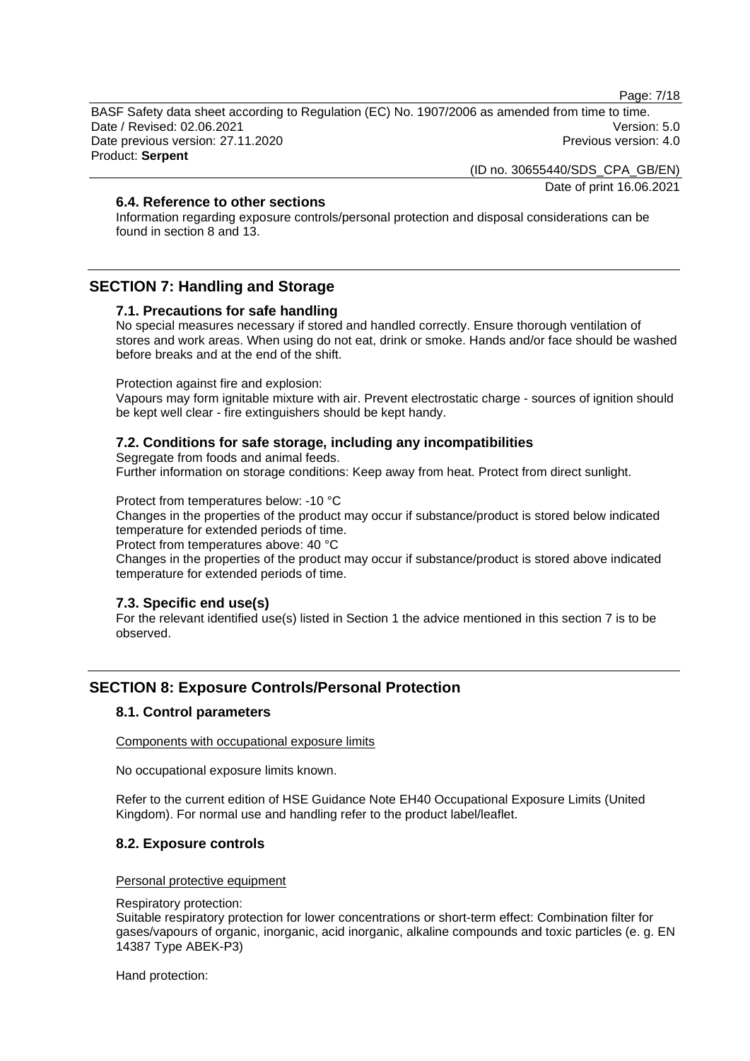### 6.4. Reference to other sections

Information regarding exposure controls/personal protection and disposal considerations can be found in section 8 and 13.

## SECTION 7: Handling and Storage

### 7.1. Precautions for safe handling

No special measures necessary if stored and handled correctly. Ensure thorough ventilation of stores and work areas. When using do not eat, drink or smoke. Hands and/or face should be washed before breaks and at the end of the shift.

Protection against fire and explosion:
Vapours may form ignitable mixture with air. Prevent electrostatic charge - sources of ignition should be kept well clear - fire extinguishers should be kept handy.

### 7.2. Conditions for safe storage, including any incompatibilities

Segregate from foods and animal feeds.
Further information on storage conditions: Keep away from heat. Protect from direct sunlight.

Protect from temperatures below: -10 °C
Changes in the properties of the product may occur if substance/product is stored below indicated temperature for extended periods of time.
Protect from temperatures above: 40 °C
Changes in the properties of the product may occur if substance/product is stored above indicated temperature for extended periods of time.

### 7.3. Specific end use(s)

For the relevant identified use(s) listed in Section 1 the advice mentioned in this section 7 is to be observed.

## SECTION 8: Exposure Controls/Personal Protection

### 8.1. Control parameters

Components with occupational exposure limits

No occupational exposure limits known.

Refer to the current edition of HSE Guidance Note EH40 Occupational Exposure Limits (United Kingdom). For normal use and handling refer to the product label/leaflet.

### 8.2. Exposure controls

Personal protective equipment

Respiratory protection:
Suitable respiratory protection for lower concentrations or short-term effect: Combination filter for gases/vapours of organic, inorganic, acid inorganic, alkaline compounds and toxic particles (e. g. EN 14387 Type ABEK-P3)

Hand protection: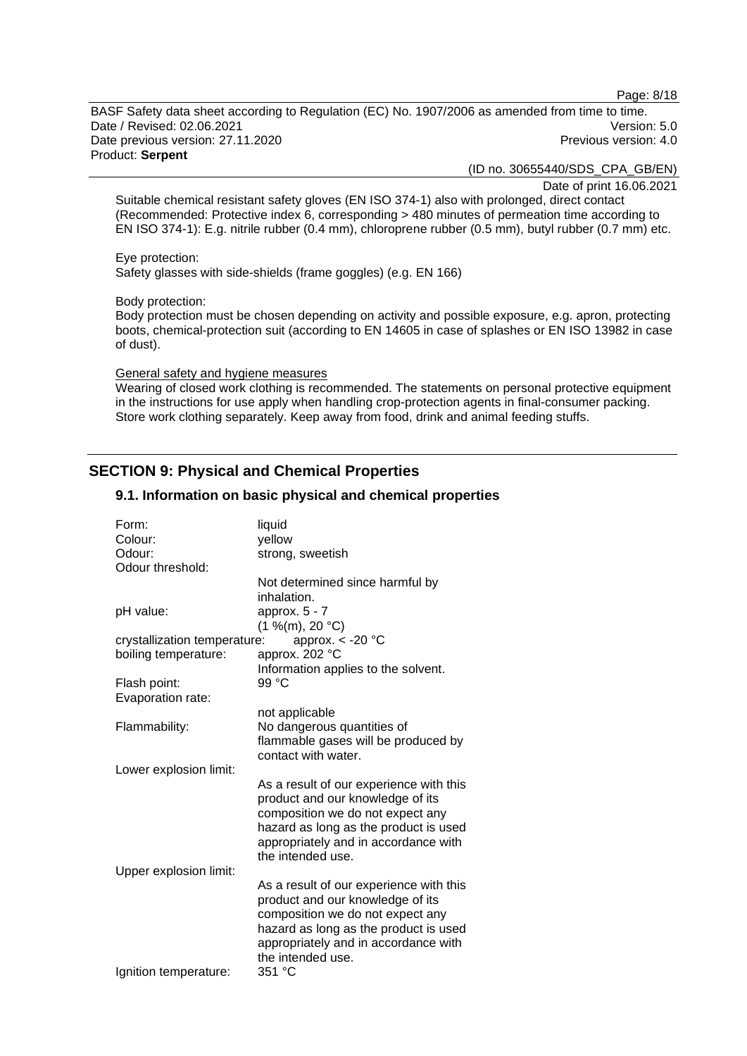Suitable chemical resistant safety gloves (EN ISO 374-1) also with prolonged, direct contact (Recommended: Protective index 6, corresponding > 480 minutes of permeation time according to EN ISO 374-1): E.g. nitrile rubber (0.4 mm), chloroprene rubber (0.5 mm), butyl rubber (0.7 mm) etc.

Eye protection:
Safety glasses with side-shields (frame goggles) (e.g. EN 166)

Body protection:
Body protection must be chosen depending on activity and possible exposure, e.g. apron, protecting boots, chemical-protection suit (according to EN 14605 in case of splashes or EN ISO 13982 in case of dust).

General safety and hygiene measures
Wearing of closed work clothing is recommended. The statements on personal protective equipment in the instructions for use apply when handling crop-protection agents in final-consumer packing. Store work clothing separately. Keep away from food, drink and animal feeding stuffs.

## SECTION 9: Physical and Chemical Properties

### 9.1. Information on basic physical and chemical properties

| | |
|---|---|
| Form: | liquid |
| Colour: | yellow |
| Odour: | strong, sweetish |
| Odour threshold: | Not determined since harmful by inhalation. |
| pH value: | approx. 5 - 7 (1 %(m), 20 °C) |
| crystallization temperature: | approx. < -20 °C |
| boiling temperature: | approx. 202 °C Information applies to the solvent. |
| Flash point: | 99 °C |
| Evaporation rate: | not applicable |
| Flammability: | No dangerous quantities of flammable gases will be produced by contact with water. |
| Lower explosion limit: | As a result of our experience with this product and our knowledge of its composition we do not expect any hazard as long as the product is used appropriately and in accordance with the intended use. |
| Upper explosion limit: | As a result of our experience with this product and our knowledge of its composition we do not expect any hazard as long as the product is used appropriately and in accordance with the intended use. |
| Ignition temperature: | 351 °C |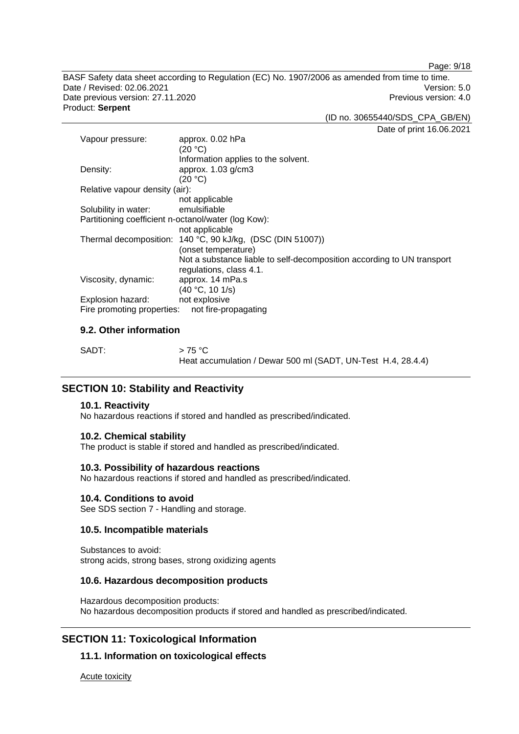Vapour pressure: approx. 0.02 hPa  
(20 °C)  
Information applies to the solvent.

Density: approx. 1.03 g/cm3  
(20 °C)

Relative vapour density (air):  
not applicable

Solubility in water: emulsifiable

Partitioning coefficient n-octanol/water (log Kow):  
not applicable

Thermal decomposition: 140 °C, 90 kJ/kg, (DSC (DIN 51007))  
(onset temperature)  
Not a substance liable to self-decomposition according to UN transport regulations, class 4.1.

Viscosity, dynamic: approx. 14 mPa.s  
(40 °C, 10 1/s)

Explosion hazard: not explosive

Fire promoting properties: not fire-propagating

### 9.2. Other information

SADT: > 75 °C  
Heat accumulation / Dewar 500 ml (SADT, UN-Test H.4, 28.4.4)

## SECTION 10: Stability and Reactivity

### 10.1. Reactivity

No hazardous reactions if stored and handled as prescribed/indicated.

### 10.2. Chemical stability

The product is stable if stored and handled as prescribed/indicated.

### 10.3. Possibility of hazardous reactions

No hazardous reactions if stored and handled as prescribed/indicated.

### 10.4. Conditions to avoid

See SDS section 7 - Handling and storage.

### 10.5. Incompatible materials

Substances to avoid:  
strong acids, strong bases, strong oxidizing agents

### 10.6. Hazardous decomposition products

Hazardous decomposition products:  
No hazardous decomposition products if stored and handled as prescribed/indicated.

## SECTION 11: Toxicological Information

### 11.1. Information on toxicological effects

Acute toxicity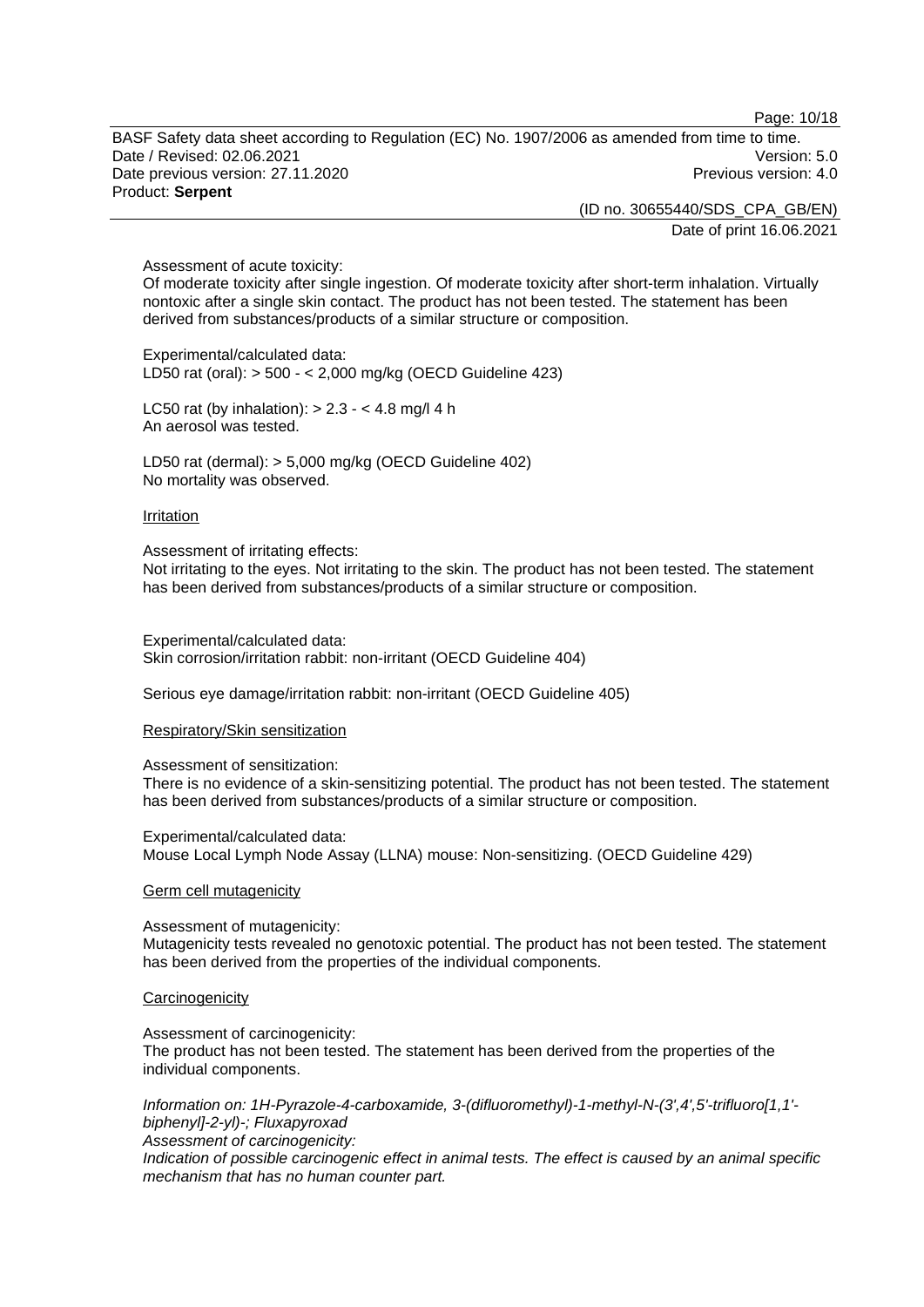Assessment of acute toxicity:
Of moderate toxicity after single ingestion. Of moderate toxicity after short-term inhalation. Virtually nontoxic after a single skin contact. The product has not been tested. The statement has been derived from substances/products of a similar structure or composition.

Experimental/calculated data:
LD50 rat (oral): > 500 - < 2,000 mg/kg (OECD Guideline 423)

LC50 rat (by inhalation): > 2.3 - < 4.8 mg/l 4 h
An aerosol was tested.

LD50 rat (dermal): > 5,000 mg/kg (OECD Guideline 402)
No mortality was observed.

Irritation

Assessment of irritating effects:
Not irritating to the eyes. Not irritating to the skin. The product has not been tested. The statement has been derived from substances/products of a similar structure or composition.

Experimental/calculated data:
Skin corrosion/irritation rabbit: non-irritant (OECD Guideline 404)

Serious eye damage/irritation rabbit: non-irritant (OECD Guideline 405)

Respiratory/Skin sensitization

Assessment of sensitization:
There is no evidence of a skin-sensitizing potential. The product has not been tested. The statement has been derived from substances/products of a similar structure or composition.

Experimental/calculated data:
Mouse Local Lymph Node Assay (LLNA) mouse: Non-sensitizing. (OECD Guideline 429)

Germ cell mutagenicity

Assessment of mutagenicity:
Mutagenicity tests revealed no genotoxic potential. The product has not been tested. The statement has been derived from the properties of the individual components.

Carcinogenicity

Assessment of carcinogenicity:
The product has not been tested. The statement has been derived from the properties of the individual components.

*Information on: 1H-Pyrazole-4-carboxamide, 3-(difluoromethyl)-1-methyl-N-(3',4',5'-trifluoro[1,1'-biphenyl]-2-yl)-; Fluxapyroxad*
*Assessment of carcinogenicity:*
*Indication of possible carcinogenic effect in animal tests. The effect is caused by an animal specific mechanism that has no human counter part.*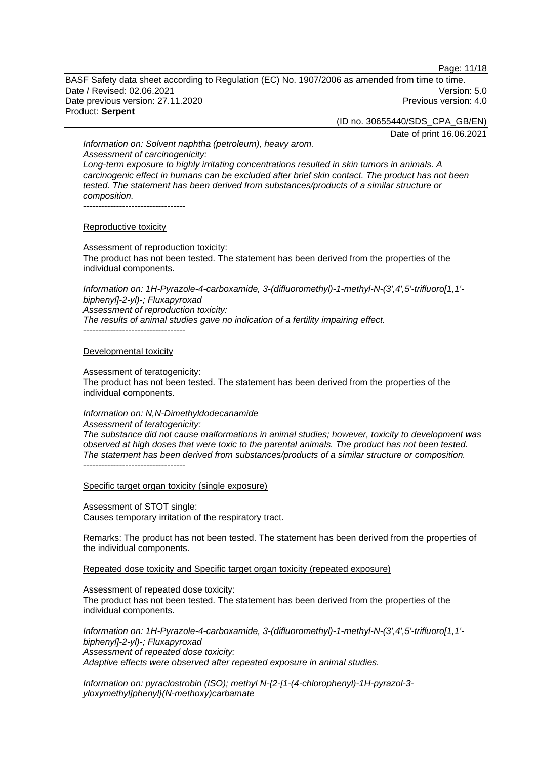*Information on: Solvent naphtha (petroleum), heavy arom.*
*Assessment of carcinogenicity:*
*Long-term exposure to highly irritating concentrations resulted in skin tumors in animals. A carcinogenic effect in humans can be excluded after brief skin contact. The product has not been tested. The statement has been derived from substances/products of a similar structure or composition.*

----------------------------------

Reproductive toxicity

Assessment of reproduction toxicity:
The product has not been tested. The statement has been derived from the properties of the individual components.

*Information on: 1H-Pyrazole-4-carboxamide, 3-(difluoromethyl)-1-methyl-N-(3',4',5'-trifluoro[1,1'-biphenyl]-2-yl)-; Fluxapyroxad*
*Assessment of reproduction toxicity:*
*The results of animal studies gave no indication of a fertility impairing effect.*

----------------------------------

Developmental toxicity

Assessment of teratogenicity:
The product has not been tested. The statement has been derived from the properties of the individual components.

*Information on: N,N-Dimethyldodecanamide*
*Assessment of teratogenicity:*
*The substance did not cause malformations in animal studies; however, toxicity to development was observed at high doses that were toxic to the parental animals. The product has not been tested. The statement has been derived from substances/products of a similar structure or composition.*

----------------------------------

Specific target organ toxicity (single exposure)

Assessment of STOT single:
Causes temporary irritation of the respiratory tract.

Remarks: The product has not been tested. The statement has been derived from the properties of the individual components.

Repeated dose toxicity and Specific target organ toxicity (repeated exposure)

Assessment of repeated dose toxicity:
The product has not been tested. The statement has been derived from the properties of the individual components.

*Information on: 1H-Pyrazole-4-carboxamide, 3-(difluoromethyl)-1-methyl-N-(3',4',5'-trifluoro[1,1'-biphenyl]-2-yl)-; Fluxapyroxad*
*Assessment of repeated dose toxicity:*
*Adaptive effects were observed after repeated exposure in animal studies.*

*Information on: pyraclostrobin (ISO); methyl N-{2-[1-(4-chlorophenyl)-1H-pyrazol-3-yloxymethyl]phenyl}(N-methoxy)carbamate*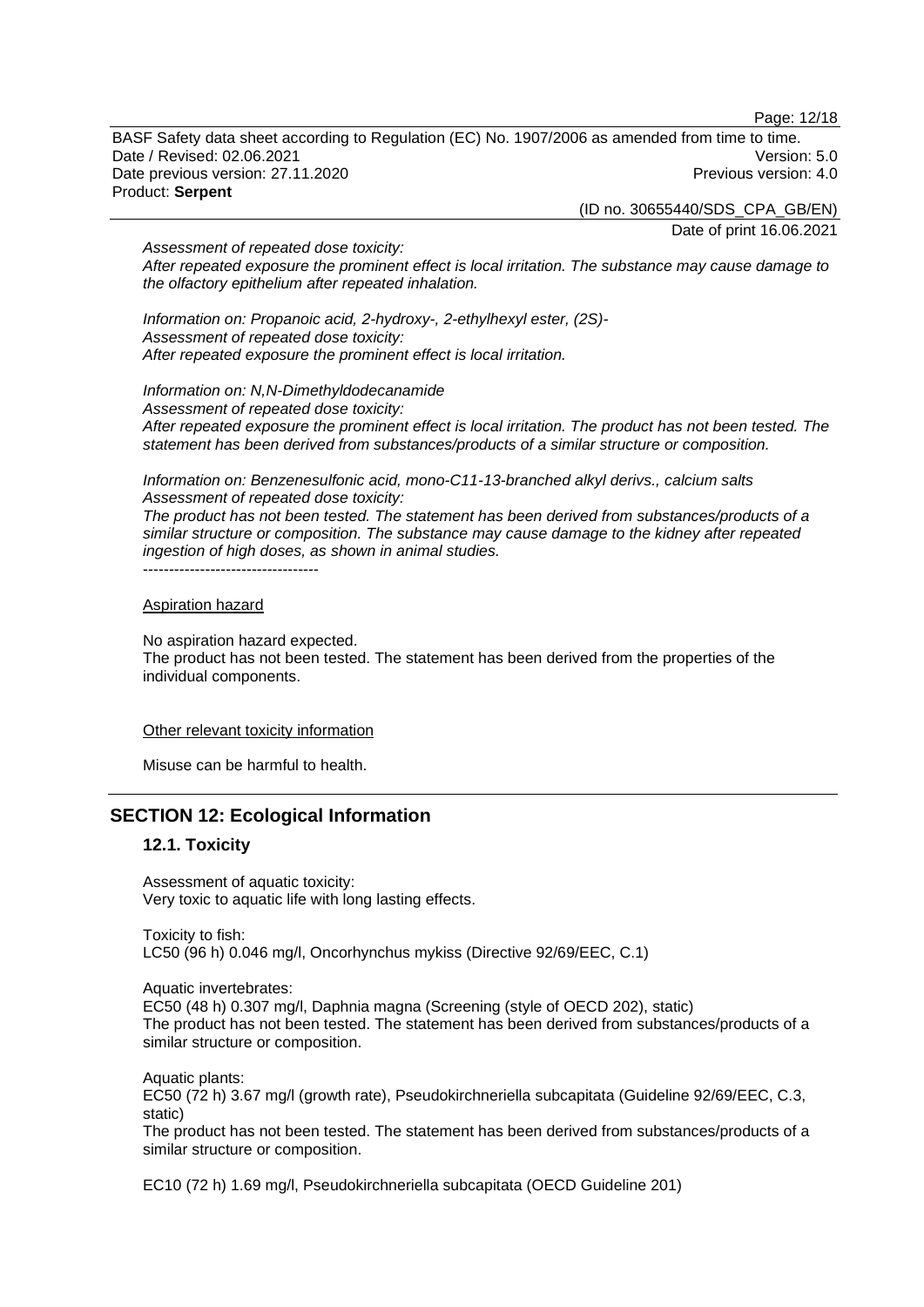*Assessment of repeated dose toxicity:*
*After repeated exposure the prominent effect is local irritation. The substance may cause damage to the olfactory epithelium after repeated inhalation.*

*Information on: Propanoic acid, 2-hydroxy-, 2-ethylhexyl ester, (2S)-*
*Assessment of repeated dose toxicity:*
*After repeated exposure the prominent effect is local irritation.*

*Information on: N,N-Dimethyldodecanamide*
*Assessment of repeated dose toxicity:*
*After repeated exposure the prominent effect is local irritation. The product has not been tested. The statement has been derived from substances/products of a similar structure or composition.*

*Information on: Benzenesulfonic acid, mono-C11-13-branched alkyl derivs., calcium salts*
*Assessment of repeated dose toxicity:*
*The product has not been tested. The statement has been derived from substances/products of a similar structure or composition. The substance may cause damage to the kidney after repeated ingestion of high doses, as shown in animal studies.*
----------------------------------

Aspiration hazard

No aspiration hazard expected.
The product has not been tested. The statement has been derived from the properties of the individual components.

Other relevant toxicity information

Misuse can be harmful to health.

## SECTION 12: Ecological Information

### 12.1. Toxicity

Assessment of aquatic toxicity:
Very toxic to aquatic life with long lasting effects.

Toxicity to fish:
LC50 (96 h) 0.046 mg/l, Oncorhynchus mykiss (Directive 92/69/EEC, C.1)

Aquatic invertebrates:
EC50 (48 h) 0.307 mg/l, Daphnia magna (Screening (style of OECD 202), static)
The product has not been tested. The statement has been derived from substances/products of a similar structure or composition.

Aquatic plants:
EC50 (72 h) 3.67 mg/l (growth rate), Pseudokirchneriella subcapitata (Guideline 92/69/EEC, C.3, static)
The product has not been tested. The statement has been derived from substances/products of a similar structure or composition.

EC10 (72 h) 1.69 mg/l, Pseudokirchneriella subcapitata (OECD Guideline 201)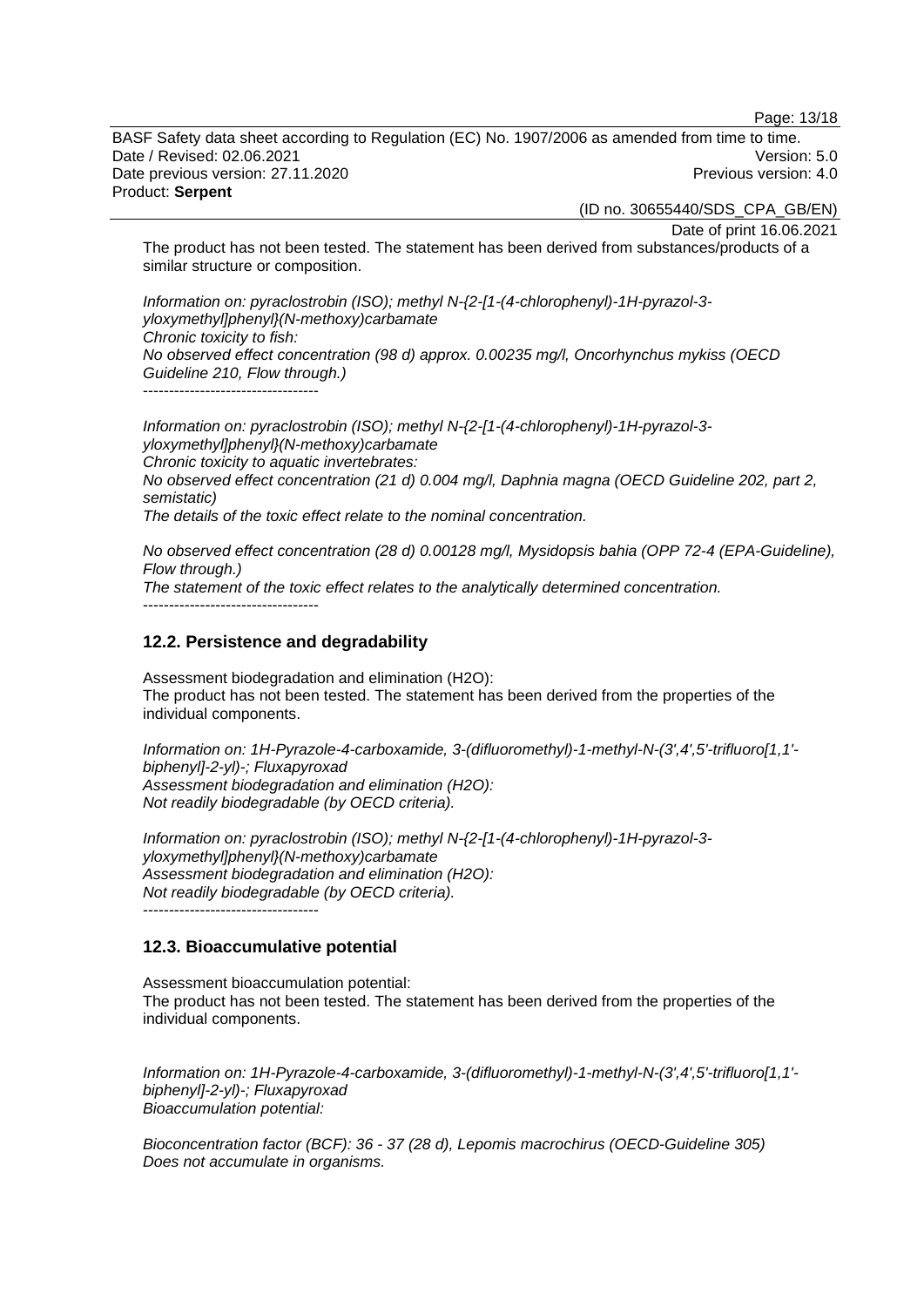The product has not been tested. The statement has been derived from substances/products of a similar structure or composition.

*Information on: pyraclostrobin (ISO); methyl N-{2-[1-(4-chlorophenyl)-1H-pyrazol-3-yloxymethyl]phenyl}(N-methoxy)carbamate*
*Chronic toxicity to fish:*
*No observed effect concentration (98 d) approx. 0.00235 mg/l, Oncorhynchus mykiss (OECD Guideline 210, Flow through.)*

----------------------------------

*Information on: pyraclostrobin (ISO); methyl N-{2-[1-(4-chlorophenyl)-1H-pyrazol-3-yloxymethyl]phenyl}(N-methoxy)carbamate*
*Chronic toxicity to aquatic invertebrates:*
*No observed effect concentration (21 d) 0.004 mg/l, Daphnia magna (OECD Guideline 202, part 2, semistatic)*
*The details of the toxic effect relate to the nominal concentration.*

*No observed effect concentration (28 d) 0.00128 mg/l, Mysidopsis bahia (OPP 72-4 (EPA-Guideline), Flow through.)*
*The statement of the toxic effect relates to the analytically determined concentration.*

----------------------------------

## 12.2. Persistence and degradability

Assessment biodegradation and elimination ($H_2O$):
The product has not been tested. The statement has been derived from the properties of the individual components.

*Information on: 1H-Pyrazole-4-carboxamide, 3-(difluoromethyl)-1-methyl-N-(3',4',5'-trifluoro[1,1'-biphenyl]-2-yl)-; Fluxapyroxad*
*Assessment biodegradation and elimination ($H_2O$):*
*Not readily biodegradable (by OECD criteria).*

*Information on: pyraclostrobin (ISO); methyl N-{2-[1-(4-chlorophenyl)-1H-pyrazol-3-yloxymethyl]phenyl}(N-methoxy)carbamate*
*Assessment biodegradation and elimination ($H_2O$):*
*Not readily biodegradable (by OECD criteria).*

----------------------------------

## 12.3. Bioaccumulative potential

Assessment bioaccumulation potential:
The product has not been tested. The statement has been derived from the properties of the individual components.

*Information on: 1H-Pyrazole-4-carboxamide, 3-(difluoromethyl)-1-methyl-N-(3',4',5'-trifluoro[1,1'-biphenyl]-2-yl)-; Fluxapyroxad*
*Bioaccumulation potential:*

*Bioconcentration factor (BCF): 36 - 37 (28 d), Lepomis macrochirus (OECD-Guideline 305)*
*Does not accumulate in organisms.*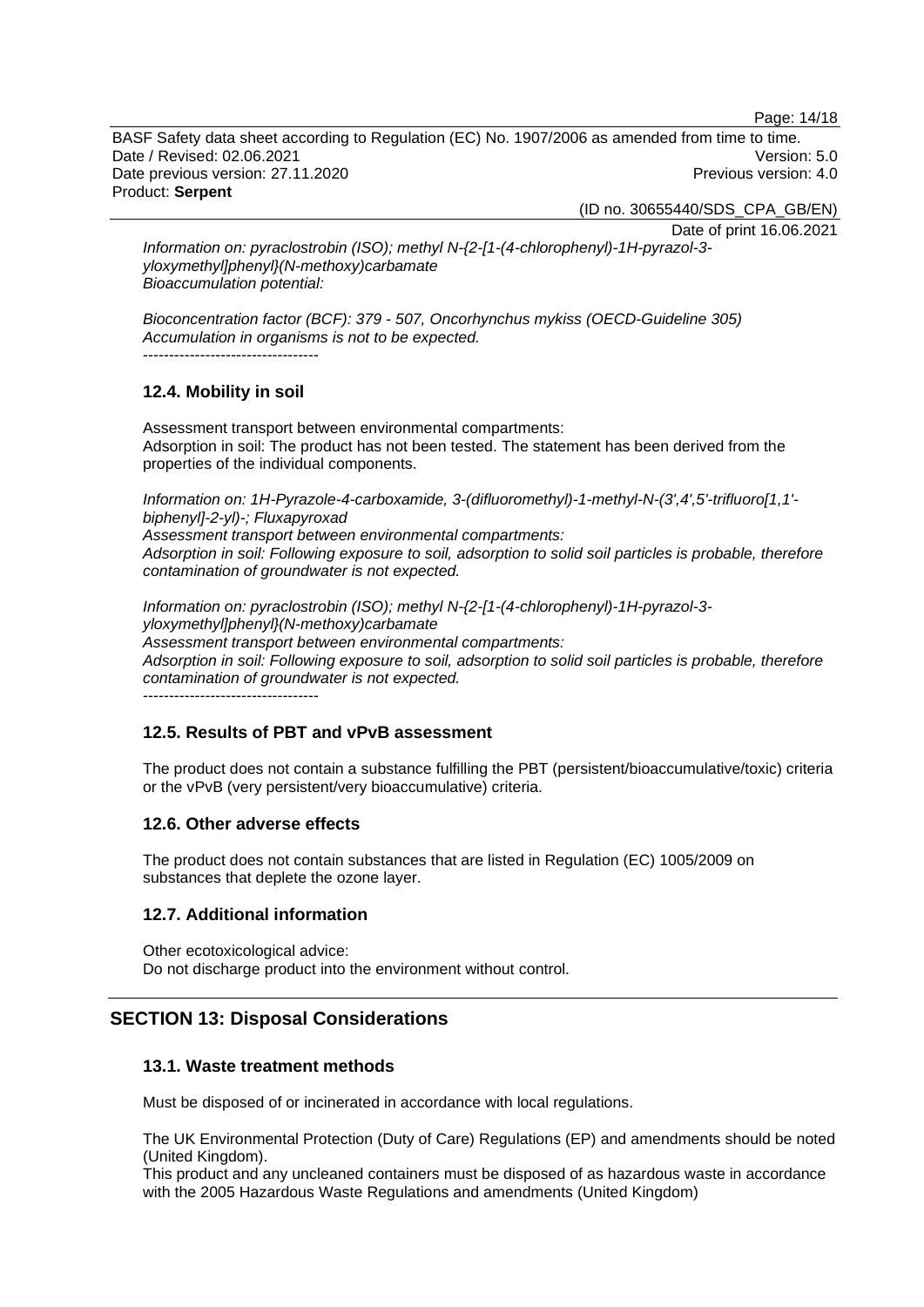*Information on: pyraclostrobin (ISO); methyl N-{2-[1-(4-chlorophenyl)-1H-pyrazol-3-yloxymethyl]phenyl}(N-methoxy)carbamate*
*Bioaccumulation potential:*

*Bioconcentration factor (BCF): 379 - 507, Oncorhynchus mykiss (OECD-Guideline 305)*
*Accumulation in organisms is not to be expected.*

----------------------------------

### 12.4. Mobility in soil

Assessment transport between environmental compartments:
Adsorption in soil: The product has not been tested. The statement has been derived from the properties of the individual components.

*Information on: 1H-Pyrazole-4-carboxamide, 3-(difluoromethyl)-1-methyl-N-(3',4',5'-trifluoro[1,1'-biphenyl]-2-yl)-; Fluxapyroxad*
*Assessment transport between environmental compartments:*
*Adsorption in soil: Following exposure to soil, adsorption to solid soil particles is probable, therefore contamination of groundwater is not expected.*

*Information on: pyraclostrobin (ISO); methyl N-{2-[1-(4-chlorophenyl)-1H-pyrazol-3-yloxymethyl]phenyl}(N-methoxy)carbamate*
*Assessment transport between environmental compartments:*
*Adsorption in soil: Following exposure to soil, adsorption to solid soil particles is probable, therefore contamination of groundwater is not expected.*

----------------------------------

### 12.5. Results of PBT and vPvB assessment

The product does not contain a substance fulfilling the PBT (persistent/bioaccumulative/toxic) criteria or the vPvB (very persistent/very bioaccumulative) criteria.

### 12.6. Other adverse effects

The product does not contain substances that are listed in Regulation (EC) 1005/2009 on substances that deplete the ozone layer.

### 12.7. Additional information

Other ecotoxicological advice:
Do not discharge product into the environment without control.

## SECTION 13: Disposal Considerations

### 13.1. Waste treatment methods

Must be disposed of or incinerated in accordance with local regulations.

The UK Environmental Protection (Duty of Care) Regulations (EP) and amendments should be noted (United Kingdom).
This product and any uncleaned containers must be disposed of as hazardous waste in accordance with the 2005 Hazardous Waste Regulations and amendments (United Kingdom)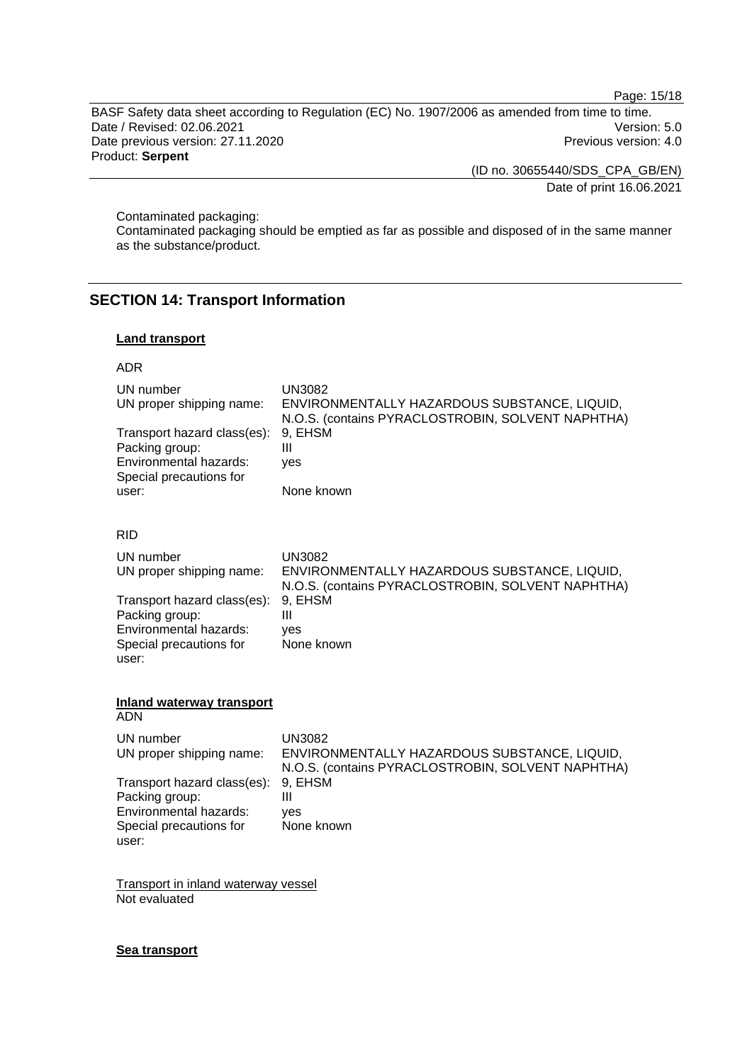Contaminated packaging:
Contaminated packaging should be emptied as far as possible and disposed of in the same manner as the substance/product.

## SECTION 14: Transport Information

### Land transport

ADR

| | |
|---|---|
| UN number | UN3082 |
| UN proper shipping name: | ENVIRONMENTALLY HAZARDOUS SUBSTANCE, LIQUID, N.O.S. (contains PYRACLOSTROBIN, SOLVENT NAPHTHA) |
| Transport hazard class(es): | 9, EHSM |
| Packing group: | III |
| Environmental hazards: | yes |
| Special precautions for user: | None known |

RID

| | |
|---|---|
| UN number | UN3082 |
| UN proper shipping name: | ENVIRONMENTALLY HAZARDOUS SUBSTANCE, LIQUID, N.O.S. (contains PYRACLOSTROBIN, SOLVENT NAPHTHA) |
| Transport hazard class(es): | 9, EHSM |
| Packing group: | III |
| Environmental hazards: | yes |
| Special precautions for user: | None known |

### Inland waterway transport

ADN

| | |
|---|---|
| UN number | UN3082 |
| UN proper shipping name: | ENVIRONMENTALLY HAZARDOUS SUBSTANCE, LIQUID, N.O.S. (contains PYRACLOSTROBIN, SOLVENT NAPHTHA) |
| Transport hazard class(es): | 9, EHSM |
| Packing group: | III |
| Environmental hazards: | yes |
| Special precautions for user: | None known |

Transport in inland waterway vessel
Not evaluated

### Sea transport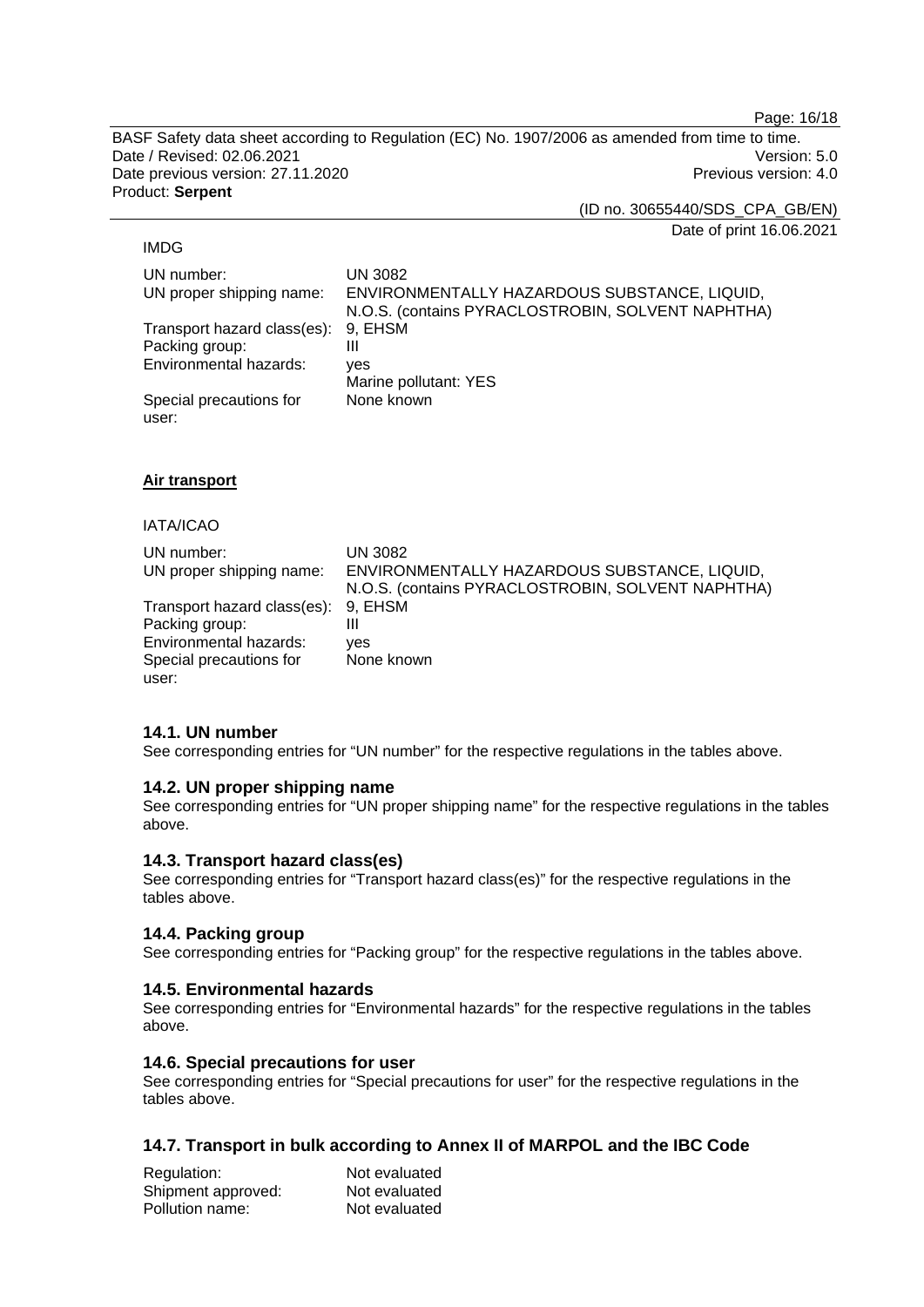IMDG

| | |
|---|---|
| UN number: | UN 3082 |
| UN proper shipping name: | ENVIRONMENTALLY HAZARDOUS SUBSTANCE, LIQUID, N.O.S. (contains PYRACLOSTROBIN, SOLVENT NAPHTHA) |
| Transport hazard class(es): | 9, EHSM |
| Packing group: | III |
| Environmental hazards: | yes<br>Marine pollutant: YES |
| Special precautions for user: | None known |

**Air transport**

IATA/ICAO

| | |
|---|---|
| UN number: | UN 3082 |
| UN proper shipping name: | ENVIRONMENTALLY HAZARDOUS SUBSTANCE, LIQUID, N.O.S. (contains PYRACLOSTROBIN, SOLVENT NAPHTHA) |
| Transport hazard class(es): | 9, EHSM |
| Packing group: | III |
| Environmental hazards: | yes |
| Special precautions for user: | None known |

### 14.1. UN number

See corresponding entries for "UN number" for the respective regulations in the tables above.

### 14.2. UN proper shipping name

See corresponding entries for "UN proper shipping name" for the respective regulations in the tables above.

### 14.3. Transport hazard class(es)

See corresponding entries for "Transport hazard class(es)" for the respective regulations in the tables above.

### 14.4. Packing group

See corresponding entries for "Packing group" for the respective regulations in the tables above.

### 14.5. Environmental hazards

See corresponding entries for "Environmental hazards" for the respective regulations in the tables above.

### 14.6. Special precautions for user

See corresponding entries for "Special precautions for user" for the respective regulations in the tables above.

### 14.7. Transport in bulk according to Annex II of MARPOL and the IBC Code

| | |
|---|---|
| Regulation: | Not evaluated |
| Shipment approved: | Not evaluated |
| Pollution name: | Not evaluated |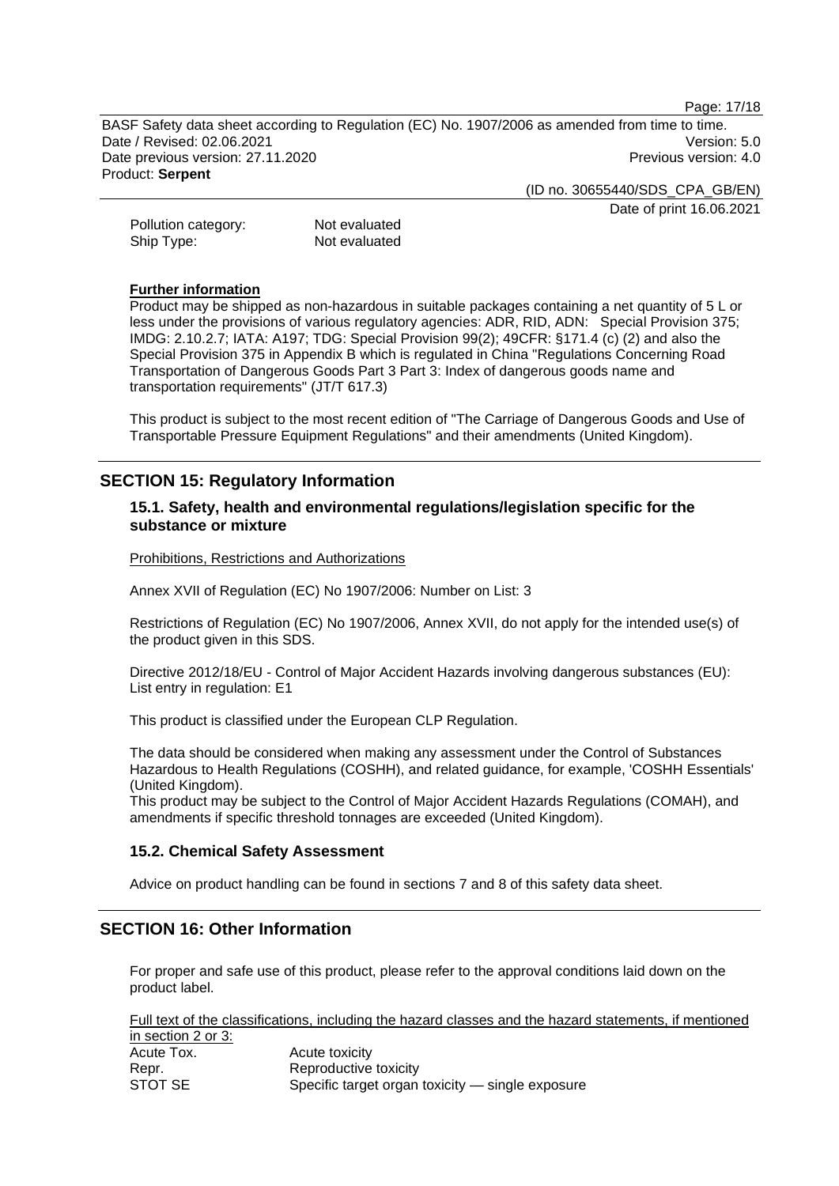| | |
|---|---|
| Pollution category: | Not evaluated |
| Ship Type: | Not evaluated |

**Further information**

Product may be shipped as non-hazardous in suitable packages containing a net quantity of 5 L or less under the provisions of various regulatory agencies: ADR, RID, ADN: Special Provision 375; IMDG: 2.10.2.7; IATA: A197; TDG: Special Provision 99(2); 49CFR: §171.4 (c) (2) and also the Special Provision 375 in Appendix B which is regulated in China "Regulations Concerning Road Transportation of Dangerous Goods Part 3 Part 3: Index of dangerous goods name and transportation requirements" (JT/T 617.3)

This product is subject to the most recent edition of "The Carriage of Dangerous Goods and Use of Transportable Pressure Equipment Regulations" and their amendments (United Kingdom).

## SECTION 15: Regulatory Information

### 15.1. Safety, health and environmental regulations/legislation specific for the substance or mixture

Prohibitions, Restrictions and Authorizations

Annex XVII of Regulation (EC) No 1907/2006: Number on List: 3

Restrictions of Regulation (EC) No 1907/2006, Annex XVII, do not apply for the intended use(s) of the product given in this SDS.

Directive 2012/18/EU - Control of Major Accident Hazards involving dangerous substances (EU): List entry in regulation: E1

This product is classified under the European CLP Regulation.

The data should be considered when making any assessment under the Control of Substances Hazardous to Health Regulations (COSHH), and related guidance, for example, 'COSHH Essentials' (United Kingdom).
This product may be subject to the Control of Major Accident Hazards Regulations (COMAH), and amendments if specific threshold tonnages are exceeded (United Kingdom).

### 15.2. Chemical Safety Assessment

Advice on product handling can be found in sections 7 and 8 of this safety data sheet.

## SECTION 16: Other Information

For proper and safe use of this product, please refer to the approval conditions laid down on the product label.

Full text of the classifications, including the hazard classes and the hazard statements, if mentioned in section 2 or 3:

| | |
|---|---|
| Acute Tox. | Acute toxicity |
| Repr. | Reproductive toxicity |
| STOT SE | Specific target organ toxicity — single exposure |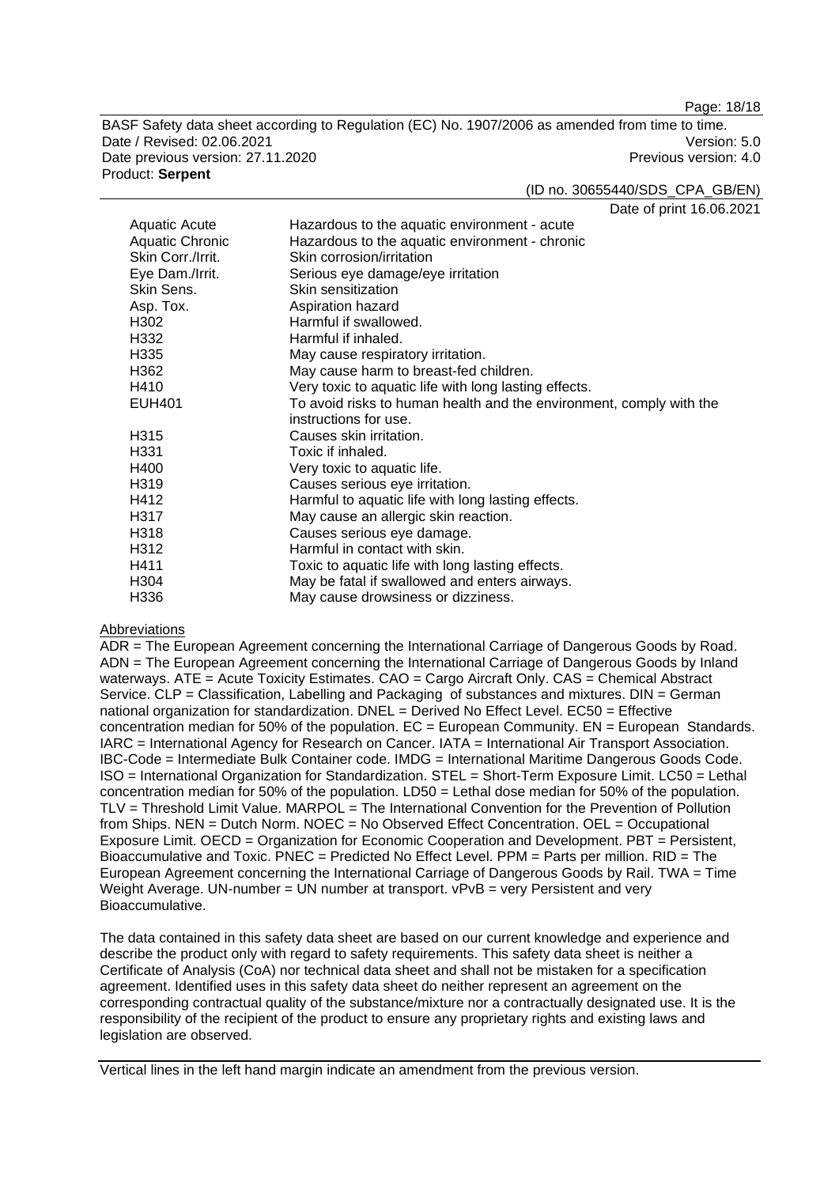| | |
|---|---|
| Aquatic Acute | Hazardous to the aquatic environment - acute |
| Aquatic Chronic | Hazardous to the aquatic environment - chronic |
| Skin Corr./Irrit. | Skin corrosion/irritation |
| Eye Dam./Irrit. | Serious eye damage/eye irritation |
| Skin Sens. | Skin sensitization |
| Asp. Tox. | Aspiration hazard |
| H302 | Harmful if swallowed. |
| H332 | Harmful if inhaled. |
| H335 | May cause respiratory irritation. |
| H362 | May cause harm to breast-fed children. |
| H410 | Very toxic to aquatic life with long lasting effects. |
| EUH401 | To avoid risks to human health and the environment, comply with the instructions for use. |
| H315 | Causes skin irritation. |
| H331 | Toxic if inhaled. |
| H400 | Very toxic to aquatic life. |
| H319 | Causes serious eye irritation. |
| H412 | Harmful to aquatic life with long lasting effects. |
| H317 | May cause an allergic skin reaction. |
| H318 | Causes serious eye damage. |
| H312 | Harmful in contact with skin. |
| H411 | Toxic to aquatic life with long lasting effects. |
| H304 | May be fatal if swallowed and enters airways. |
| H336 | May cause drowsiness or dizziness. |

Abbreviations

ADR = The European Agreement concerning the International Carriage of Dangerous Goods by Road. ADN = The European Agreement concerning the International Carriage of Dangerous Goods by Inland waterways. ATE = Acute Toxicity Estimates. CAO = Cargo Aircraft Only. CAS = Chemical Abstract Service. CLP = Classification, Labelling and Packaging of substances and mixtures. DIN = German national organization for standardization. DNEL = Derived No Effect Level. EC50 = Effective concentration median for 50% of the population. EC = European Community. EN = European Standards. IARC = International Agency for Research on Cancer. IATA = International Air Transport Association. IBC-Code = Intermediate Bulk Container code. IMDG = International Maritime Dangerous Goods Code. ISO = International Organization for Standardization. STEL = Short-Term Exposure Limit. LC50 = Lethal concentration median for 50% of the population. LD50 = Lethal dose median for 50% of the population. TLV = Threshold Limit Value. MARPOL = The International Convention for the Prevention of Pollution from Ships. NEN = Dutch Norm. NOEC = No Observed Effect Concentration. OEL = Occupational Exposure Limit. OECD = Organization for Economic Cooperation and Development. PBT = Persistent, Bioaccumulative and Toxic. PNEC = Predicted No Effect Level. PPM = Parts per million. RID = The European Agreement concerning the International Carriage of Dangerous Goods by Rail. TWA = Time Weight Average. UN-number = UN number at transport. vPvB = very Persistent and very Bioaccumulative.

The data contained in this safety data sheet are based on our current knowledge and experience and describe the product only with regard to safety requirements. This safety data sheet is neither a Certificate of Analysis (CoA) nor technical data sheet and shall not be mistaken for a specification agreement. Identified uses in this safety data sheet do neither represent an agreement on the corresponding contractual quality of the substance/mixture nor a contractually designated use. It is the responsibility of the recipient of the product to ensure any proprietary rights and existing laws and legislation are observed.

Vertical lines in the left hand margin indicate an amendment from the previous version.